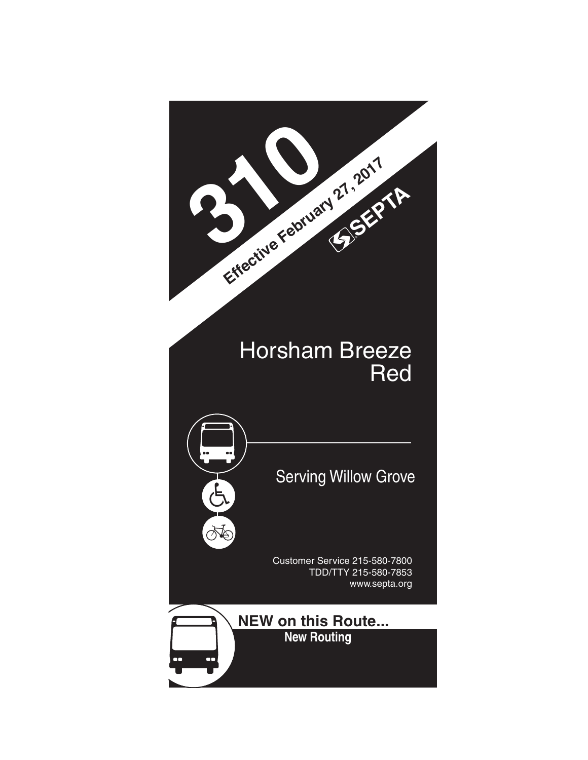# 310

Effective February 27, 2017

SEPTA

## Horsham Breeze Red

Serving Willow Grove

Customer Service 215-580-7800
TDD/TTY 215-580-7853
www.septa.org

**NEW on this Route...**

**New Routing**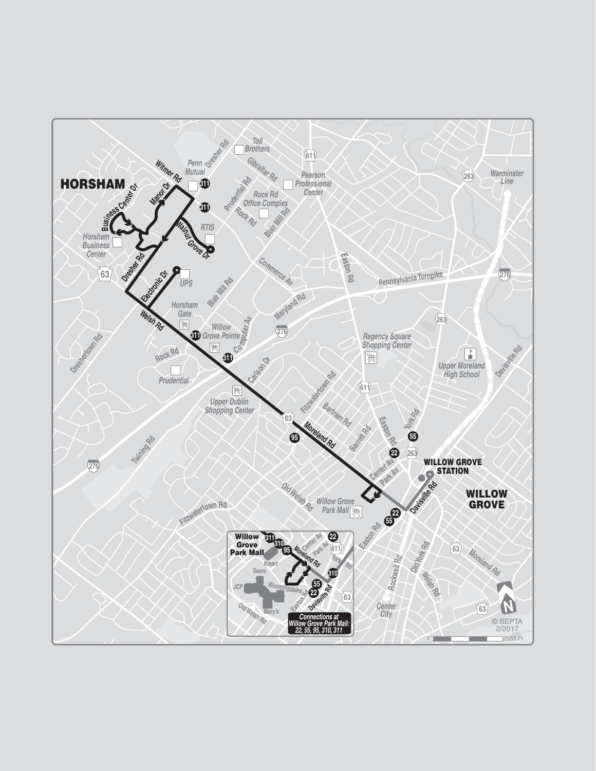HORSHAM

WILLOW GROVE

WILLOW GROVE STATION

Witmer Rd
Dresher Rd
Penn Mutual
Toll Brothers
Gibraltar Rd
Pearson Professional Center
Prudential Rd
Rock Rd Office Complex
Rock Rd
Blair Mill Rd
Manor Dr
Business Center Dr
Horsham Business Center
Walnut Grove Dr
RTIS
Electronic Dr
UPS
Commerce Av
Easton Rd
Pennsylvania Turnpike
Warminster Line
Maryland Rd
Horsham Gate
Willow Grove Pointe
Computer Av
Welsh Rd
Rock Rd
Prudential
Dreshertown Rd
Carlson Dr
Upper Dublin Shopping Center
Regency Square Shopping Center
Upper Moreland High School
Davisville Rd
Fitzwatertown Rd
Bartram Rd
Barrett Rd
Moreland Rd
York Rd
Center Av
Park Av
Twining Rd
Old Welsh Rd
Willow Grove Park Mall
Fitzwatertown Rd
Rockwell Rd
Old York Rd
Welsh Rd
Moreland Rd
Center City

311, 95, 55, 22, 310

Willow Grove Park Mall
Kmart
Sears
JCP
Bloomingdales
Macy's
Old Welsh Rd
Easton Rd
Davisville Rd
Moreland Rd
Center Av
Park Av
York Rd

**Connections at Willow Grove Park Mall: 22, 55, 95, 310, 311**

© SEPTA 2/2017

1" = 2555 Ft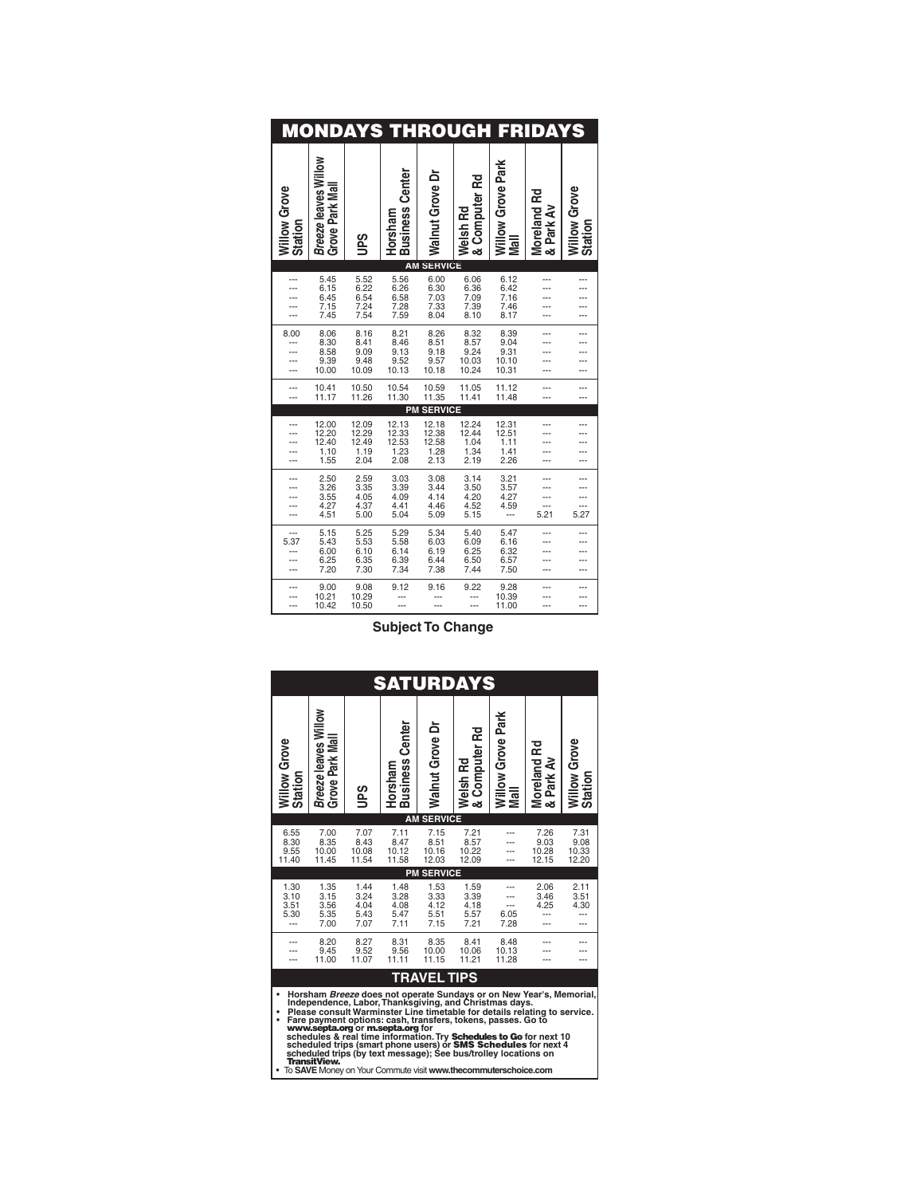## MONDAYS THROUGH FRIDAYS

| Willow Grove Station | *Breeze* leaves Willow Grove Park Mall | UPS | Horsham Business Center | Walnut Grove Dr | Welsh Rd & Computer Rd | Willow Grove Park Mall | Moreland Rd & Park Av | Willow Grove Station |
|---|---|---|---|---|---|---|---|---|
| **AM SERVICE** | | | | | | | | |
| --- | 5.45 | 5.52 | 5.56 | 6.00 | 6.06 | 6.12 | --- | --- |
| --- | 6.15 | 6.22 | 6.26 | 6.30 | 6.36 | 6.42 | --- | --- |
| --- | 6.45 | 6.54 | 6.58 | 7.03 | 7.09 | 7.16 | --- | --- |
| --- | 7.15 | 7.24 | 7.28 | 7.33 | 7.39 | 7.46 | --- | --- |
| --- | 7.45 | 7.54 | 7.59 | 8.04 | 8.10 | 8.17 | --- | --- |
| 8.00 | 8.06 | 8.16 | 8.21 | 8.26 | 8.32 | 8.39 | --- | --- |
| --- | 8.30 | 8.41 | 8.46 | 8.51 | 8.57 | 9.04 | --- | --- |
| --- | 8.58 | 9.09 | 9.13 | 9.18 | 9.24 | 9.31 | --- | --- |
| --- | 9.39 | 9.48 | 9.52 | 9.57 | 10.03 | 10.10 | --- | --- |
| --- | 10.00 | 10.09 | 10.13 | 10.18 | 10.24 | 10.31 | --- | --- |
| --- | 10.41 | 10.50 | 10.54 | 10.59 | 11.05 | 11.12 | --- | --- |
| --- | 11.17 | 11.26 | 11.30 | 11.35 | 11.41 | 11.48 | --- | --- |
| **PM SERVICE** | | | | | | | | |
| --- | 12.00 | 12.09 | 12.13 | 12.18 | 12.24 | 12.31 | --- | --- |
| --- | 12.20 | 12.29 | 12.33 | 12.38 | 12.44 | 12.51 | --- | --- |
| --- | 12.40 | 12.49 | 12.53 | 12.58 | 1.04 | 1.11 | --- | --- |
| --- | 1.10 | 1.19 | 1.23 | 1.28 | 1.34 | 1.41 | --- | --- |
| --- | 1.55 | 2.04 | 2.08 | 2.13 | 2.19 | 2.26 | --- | --- |
| --- | 2.50 | 2.59 | 3.03 | 3.08 | 3.14 | 3.21 | --- | --- |
| --- | 3.26 | 3.35 | 3.39 | 3.44 | 3.50 | 3.57 | --- | --- |
| --- | 3.55 | 4.05 | 4.09 | 4.14 | 4.20 | 4.27 | --- | --- |
| --- | 4.27 | 4.37 | 4.41 | 4.46 | 4.52 | 4.59 | --- | --- |
| --- | 4.51 | 5.00 | 5.04 | 5.09 | 5.15 | --- | 5.21 | 5.27 |
| --- | 5.15 | 5.25 | 5.29 | 5.34 | 5.40 | 5.47 | --- | --- |
| 5.37 | 5.43 | 5.53 | 5.58 | 6.03 | 6.09 | 6.16 | --- | --- |
| --- | 6.00 | 6.10 | 6.14 | 6.19 | 6.25 | 6.32 | --- | --- |
| --- | 6.25 | 6.35 | 6.39 | 6.44 | 6.50 | 6.57 | --- | --- |
| --- | 7.20 | 7.30 | 7.34 | 7.38 | 7.44 | 7.50 | --- | --- |
| --- | 9.00 | 9.08 | 9.12 | 9.16 | 9.22 | 9.28 | --- | --- |
| --- | 10.21 | 10.29 | --- | --- | --- | 10.39 | --- | --- |
| --- | 10.42 | 10.50 | --- | --- | --- | 11.00 | --- | --- |

**Subject To Change**

## SATURDAYS

| Willow Grove Station | *Breeze* leaves Willow Grove Park Mall | UPS | Horsham Business Center | Walnut Grove Dr | Welsh Rd & Computer Rd | Willow Grove Park Mall | Moreland Rd & Park Av | Willow Grove Station |
|---|---|---|---|---|---|---|---|---|
| **AM SERVICE** | | | | | | | | |
| 6.55 | 7.00 | 7.07 | 7.11 | 7.15 | 7.21 | --- | 7.26 | 7.31 |
| 8.30 | 8.35 | 8.43 | 8.47 | 8.51 | 8.57 | --- | 9.03 | 9.08 |
| 9.55 | 10.00 | 10.08 | 10.12 | 10.16 | 10.22 | --- | 10.28 | 10.33 |
| 11.40 | 11.45 | 11.54 | 11.58 | 12.03 | 12.09 | --- | 12.15 | 12.20 |
| **PM SERVICE** | | | | | | | | |
| 1.30 | 1.35 | 1.44 | 1.48 | 1.53 | 1.59 | --- | 2.06 | 2.11 |
| 3.10 | 3.15 | 3.24 | 3.28 | 3.33 | 3.39 | --- | 3.46 | 3.51 |
| 3.51 | 3.56 | 4.04 | 4.08 | 4.12 | 4.18 | --- | 4.25 | 4.30 |
| 5.30 | 5.35 | 5.43 | 5.47 | 5.51 | 5.57 | 6.05 | --- | --- |
| --- | 7.00 | 7.07 | 7.11 | 7.15 | 7.21 | 7.28 | --- | --- |
| --- | 8.20 | 8.27 | 8.31 | 8.35 | 8.41 | 8.48 | --- | --- |
| --- | 9.45 | 9.52 | 9.56 | 10.00 | 10.06 | 10.13 | --- | --- |
| --- | 11.00 | 11.07 | 11.11 | 11.15 | 11.21 | 11.28 | --- | --- |

## TRAVEL TIPS

- **Horsham *Breeze* does not operate Sundays or on New Year's, Memorial, Independence, Labor, Thanksgiving, and Christmas days.**
- **Please consult Warminster Line timetable for details relating to service.**
- **Fare payment options: cash, transfers, tokens, passes. Go to www.septa.org or m.septa.org for schedules & real time information. Try Schedules to Go for next 10 scheduled trips (smart phone users) or SMS Schedules for next 4 scheduled trips (by text message); See bus/trolley locations on TransitView.**
- To **SAVE** Money on Your Commute visit **www.thecommuterschoice.com**